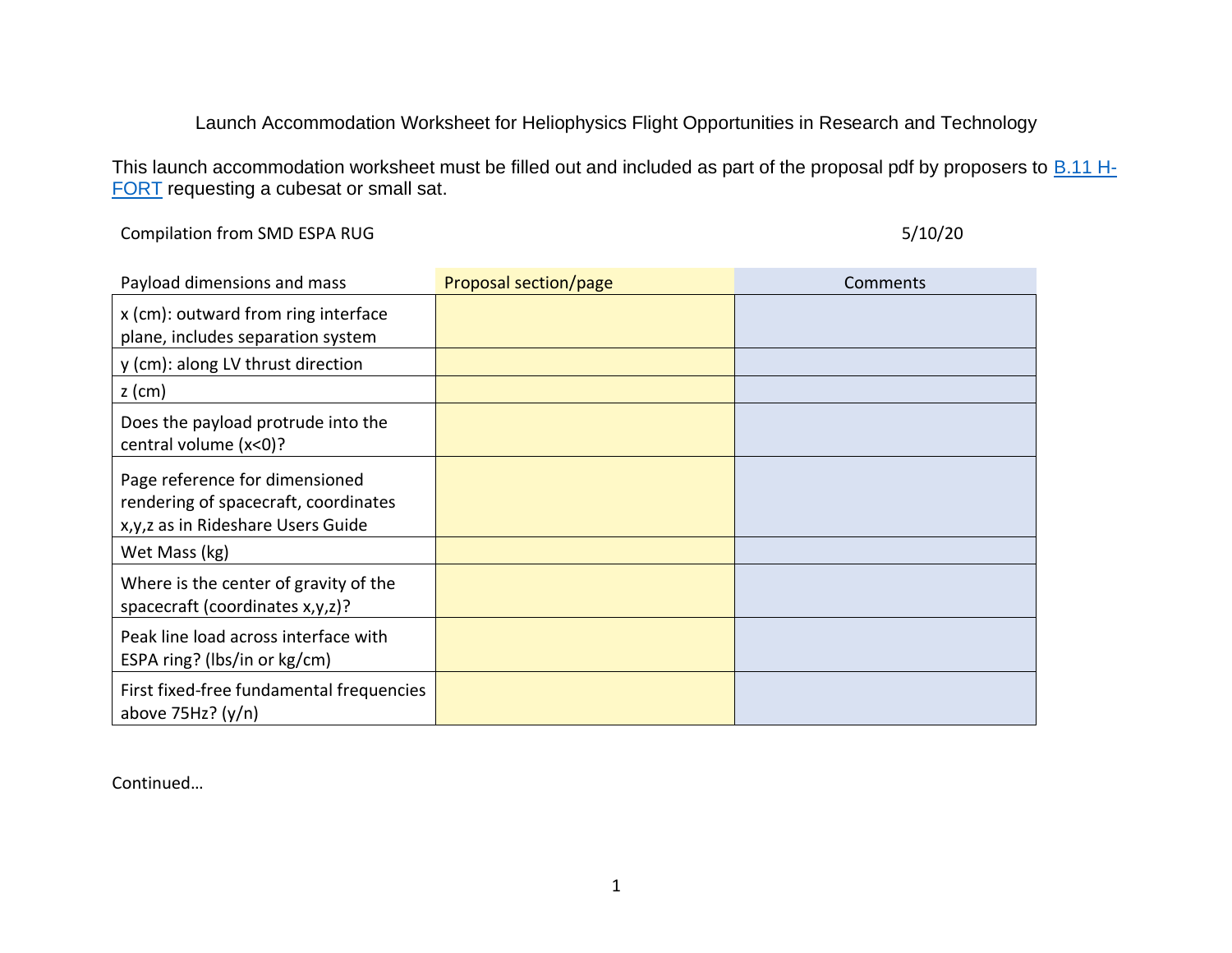# Launch Accommodation Worksheet for Heliophysics Flight Opportunities in Research and Technology

This launch accommodation worksheet must be filled out and included as part of the proposal pdf by proposers to B.11 H-FORT requesting a cubesat or small sat.

Compilation from SMD ESPA RUG — 5/10/20

| Payload dimensions and mass | Proposal section/page | Comments |
|---|---|---|
| x (cm): outward from ring interface plane, includes separation system | | |
| y (cm): along LV thrust direction | | |
| z (cm) | | |
| Does the payload protrude into the central volume (x<0)? | | |
| Page reference for dimensioned rendering of spacecraft, coordinates x,y,z as in Rideshare Users Guide | | |
| Wet Mass (kg) | | |
| Where is the center of gravity of the spacecraft (coordinates x,y,z)? | | |
| Peak line load across interface with ESPA ring? (lbs/in or kg/cm) | | |
| First fixed-free fundamental frequencies above 75Hz? (y/n) | | |

Continued…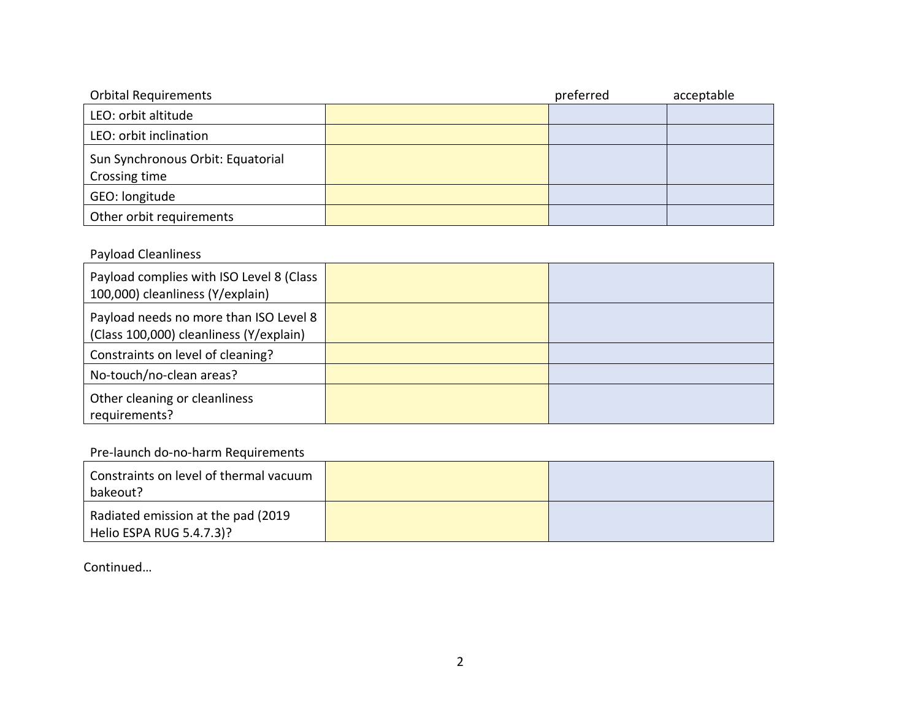| Orbital Requirements | | preferred | acceptable |
|---|---|---|---|
| LEO: orbit altitude | | | |
| LEO: orbit inclination | | | |
| Sun Synchronous Orbit: Equatorial Crossing time | | | |
| GEO: longitude | | | |
| Other orbit requirements | | | |

Payload Cleanliness

| | | |
|---|---|---|
| Payload complies with ISO Level 8 (Class 100,000) cleanliness (Y/explain) | | |
| Payload needs no more than ISO Level 8 (Class 100,000) cleanliness (Y/explain) | | |
| Constraints on level of cleaning? | | |
| No-touch/no-clean areas? | | |
| Other cleaning or cleanliness requirements? | | |

Pre-launch do-no-harm Requirements

| | | |
|---|---|---|
| Constraints on level of thermal vacuum bakeout? | | |
| Radiated emission at the pad (2019 Helio ESPA RUG 5.4.7.3)? | | |

Continued…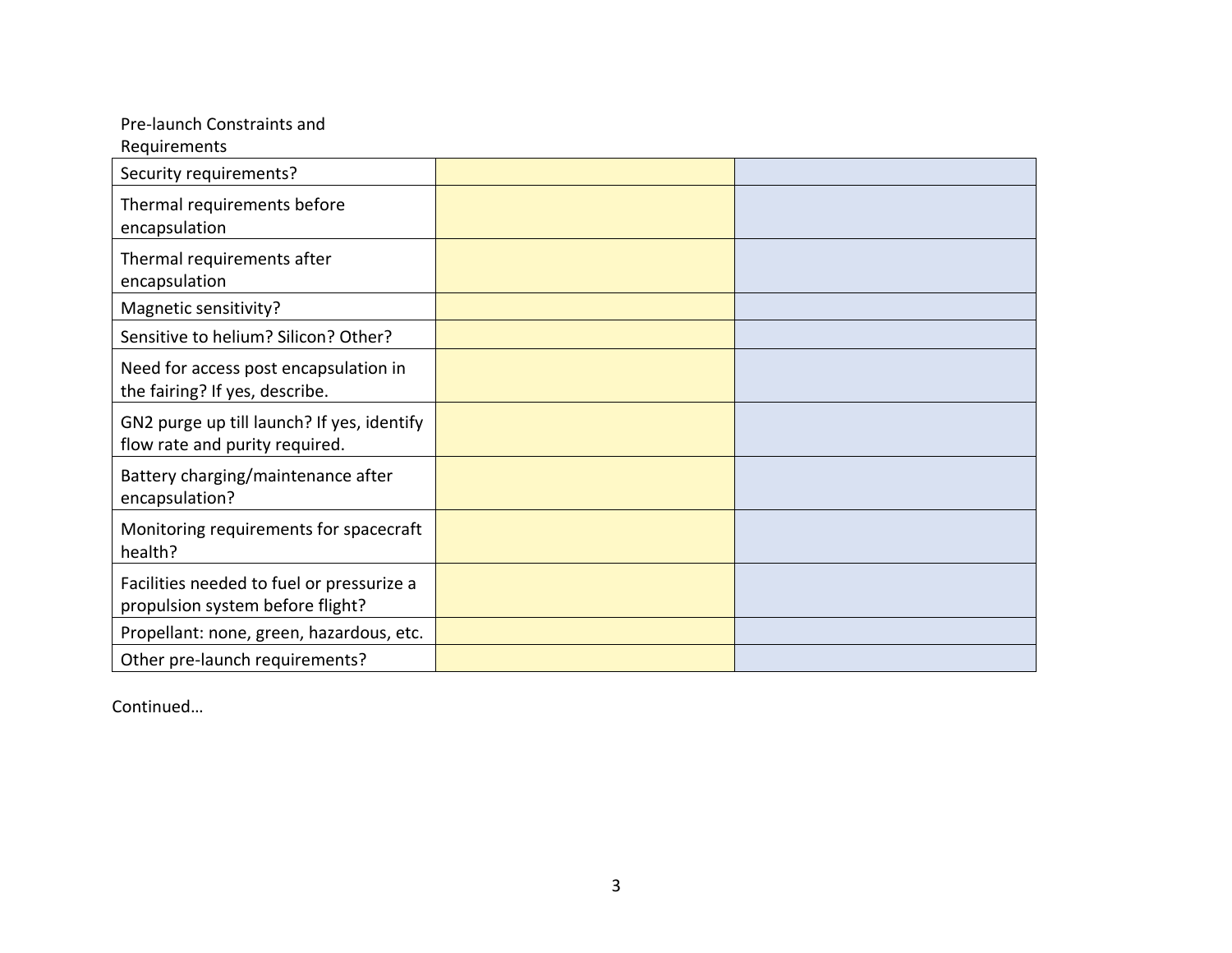Pre-launch Constraints and Requirements

| | | |
|---|---|---|
| Security requirements? | | |
| Thermal requirements before encapsulation | | |
| Thermal requirements after encapsulation | | |
| Magnetic sensitivity? | | |
| Sensitive to helium? Silicon? Other? | | |
| Need for access post encapsulation in the fairing? If yes, describe. | | |
| GN2 purge up till launch? If yes, identify flow rate and purity required. | | |
| Battery charging/maintenance after encapsulation? | | |
| Monitoring requirements for spacecraft health? | | |
| Facilities needed to fuel or pressurize a propulsion system before flight? | | |
| Propellant: none, green, hazardous, etc. | | |
| Other pre-launch requirements? | | |

Continued…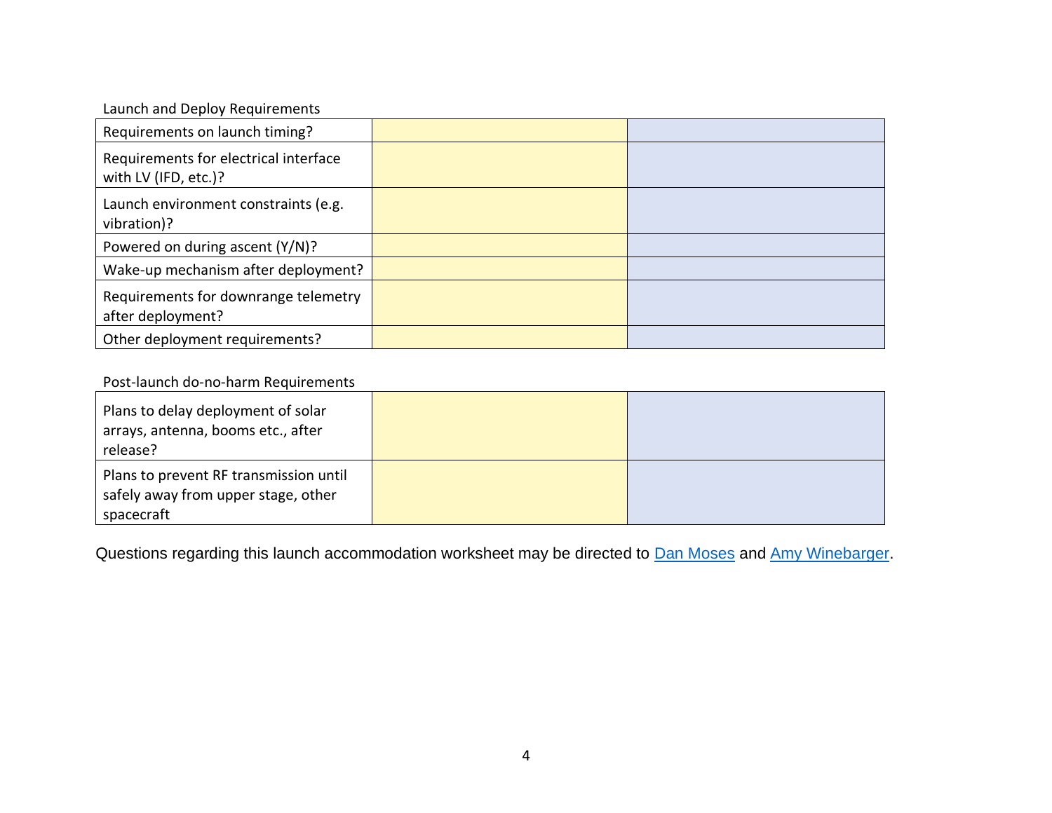Launch and Deploy Requirements

| | | |
|---|---|---|
| Requirements on launch timing? | | |
| Requirements for electrical interface with LV (IFD, etc.)? | | |
| Launch environment constraints (e.g. vibration)? | | |
| Powered on during ascent (Y/N)? | | |
| Wake-up mechanism after deployment? | | |
| Requirements for downrange telemetry after deployment? | | |
| Other deployment requirements? | | |

Post-launch do-no-harm Requirements

| | | |
|---|---|---|
| Plans to delay deployment of solar arrays, antenna, booms etc., after release? | | |
| Plans to prevent RF transmission until safely away from upper stage, other spacecraft | | |

Questions regarding this launch accommodation worksheet may be directed to Dan Moses and Amy Winebarger.